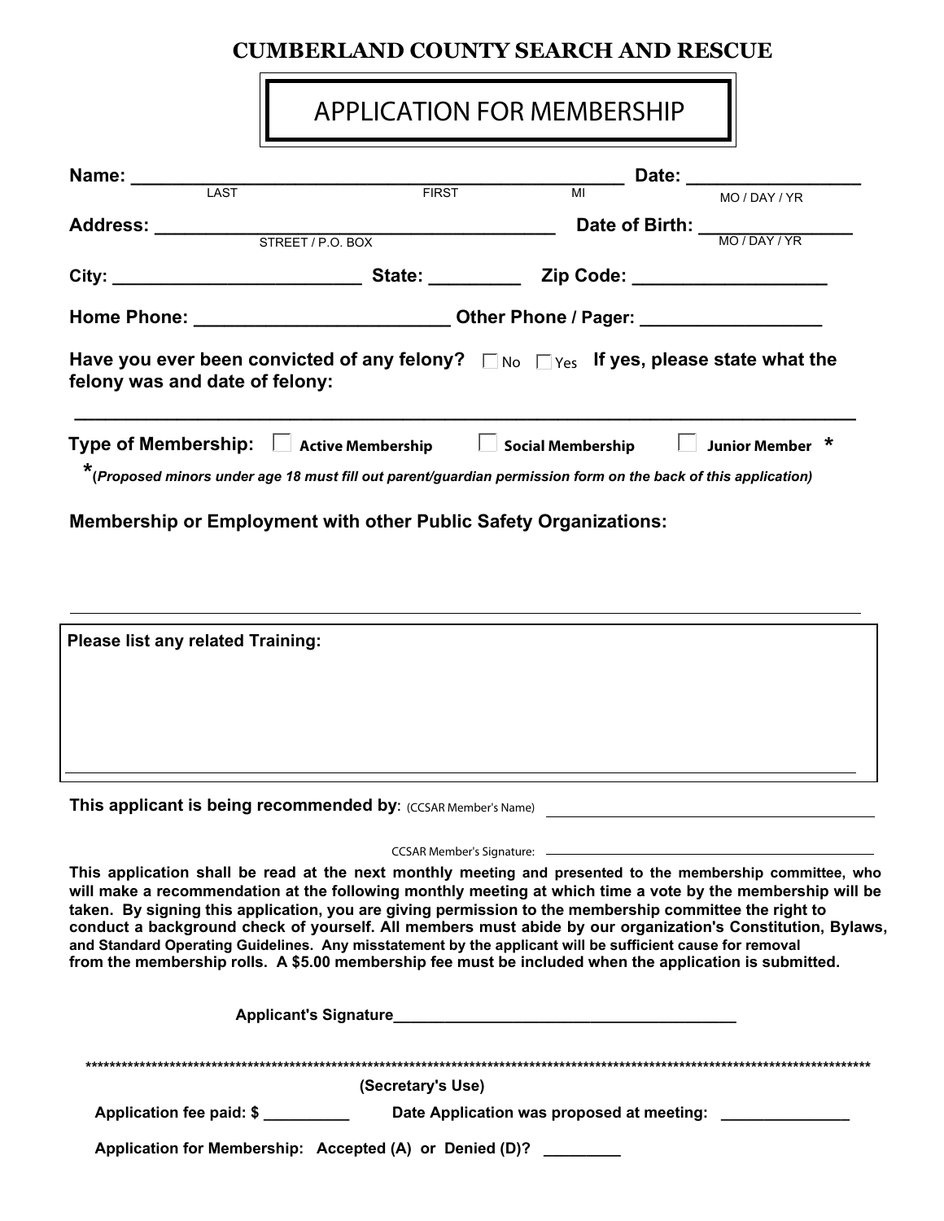# CUMBERLAND COUNTY SEARCH AND RESCUE

## APPLICATION FOR MEMBERSHIP

**Name:** ______________________________________________ **Date:** ________________
LAST FIRST MI MO / DAY / YR

**Address:** ____________________________________ **Date of Birth:** ______________
STREET / P.O. BOX MO / DAY / YR

**City:** ________________________ **State:** _________ **Zip Code:** ___________________

**Home Phone:** ________________________ **Other Phone / Pager:** _________________

**Have you ever been convicted of any felony?** ☐ No ☐ Yes **If yes, please state what the felony was and date of felony:**

_____________________________________________________________________________

**Type of Membership:** ☐ **Active Membership** ☐ **Social Membership** ☐ **Junior Member** *

*_(Proposed minors under age 18 must fill out parent/guardian permission form on the back of this application)_

**Membership or Employment with other Public Safety Organizations:**

_____________________________________________________________________________

**Please list any related Training:**

_____________________________________________________________________________

**This applicant is being recommended by**: (CCSAR Member's Name) ________________________________

CCSAR Member's Signature: ________________________________

**This application shall be read at the next monthly meeting and presented to the membership committee, who will make a recommendation at the following monthly meeting at which time a vote by the membership will be taken. By signing this application, you are giving permission to the membership committee the right to conduct a background check of yourself. All members must abide by our organization's Constitution, Bylaws, and Standard Operating Guidelines. Any misstatement by the applicant will be sufficient cause for removal from the membership rolls. A $5.00 membership fee must be included when the application is submitted.**

**Applicant's Signature**_______________________________________

*************************************************************************************************************************

**(Secretary's Use)**

**Application fee paid: $** __________ **Date Application was proposed at meeting:** _______________

**Application for Membership: Accepted (A) or Denied (D)?** _________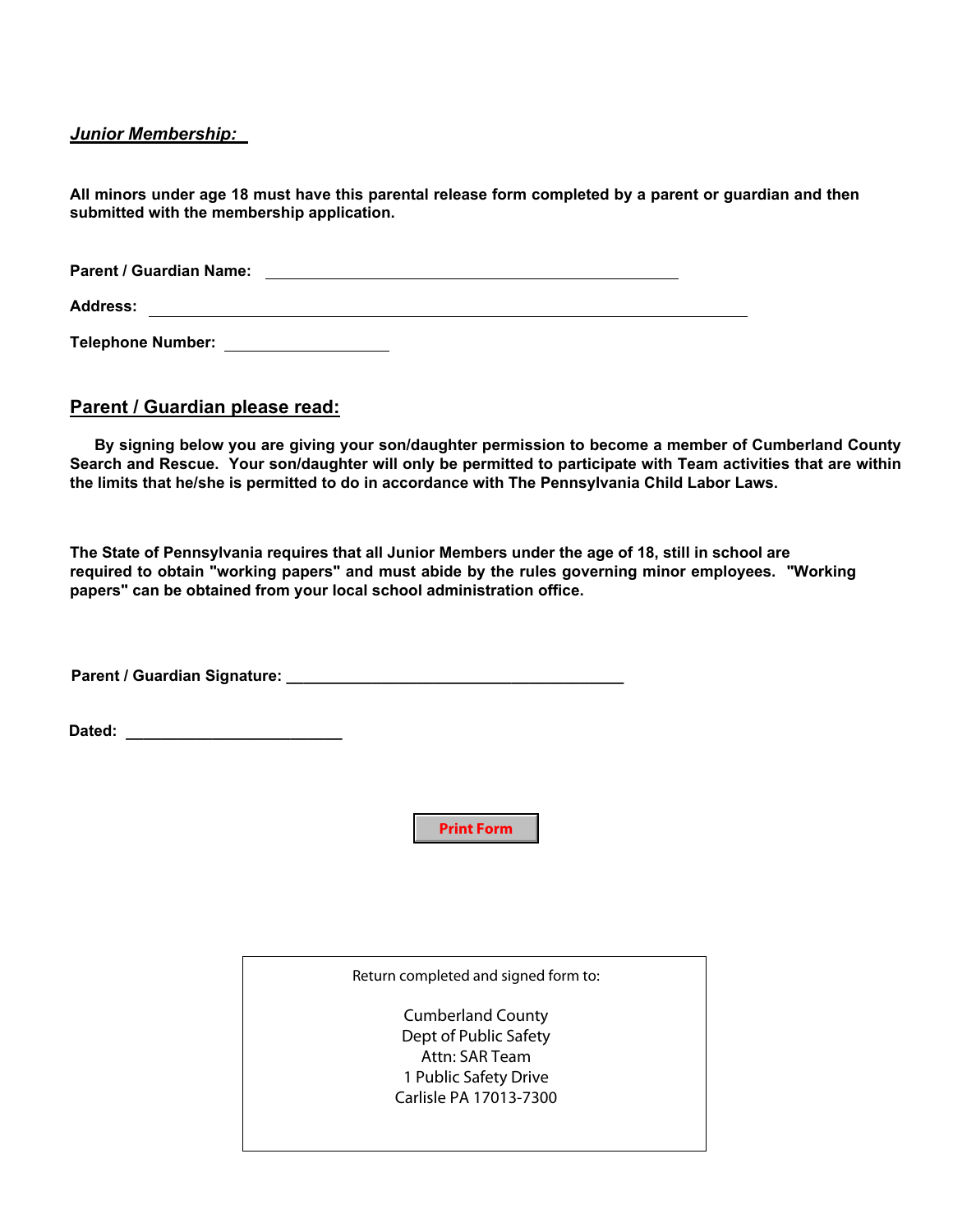***Junior Membership:***

**All minors under age 18 must have this parental release form completed by a parent or guardian and then submitted with the membership application.**

**Parent / Guardian Name:** ______________________________________________

**Address:** __________________________________________________________________

**Telephone Number:** ____________________

## Parent / Guardian please read:

**By signing below you are giving your son/daughter permission to become a member of Cumberland County Search and Rescue. Your son/daughter will only be permitted to participate with Team activities that are within the limits that he/she is permitted to do in accordance with The Pennsylvania Child Labor Laws.**

**The State of Pennsylvania requires that all Junior Members under the age of 18, still in school are required to obtain "working papers" and must abide by the rules governing minor employees. "Working papers" can be obtained from your local school administration office.**

**Parent / Guardian Signature:** ________________________________________

**Dated:** __________________________

Print Form

Return completed and signed form to:

Cumberland County
Dept of Public Safety
Attn: SAR Team
1 Public Safety Drive
Carlisle PA 17013-7300